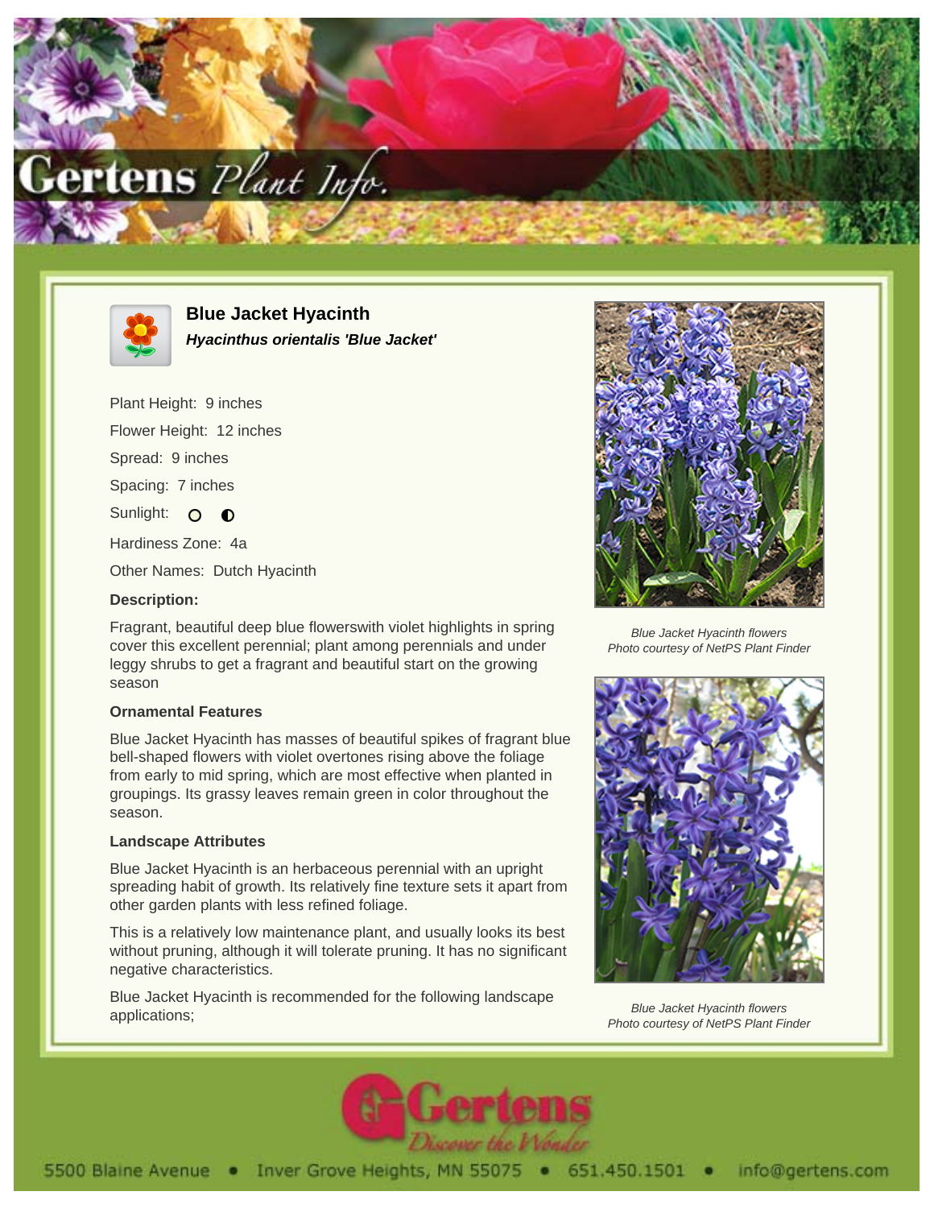# Blue Jacket Hyacinth

***Hyacinthus orientalis 'Blue Jacket'***

Plant Height: 9 inches

Flower Height: 12 inches

Spread: 9 inches

Spacing: 7 inches

Sunlight: ○ ◐

Hardiness Zone: 4a

Other Names: Dutch Hyacinth

### Description:

Fragrant, beautiful deep blue flowerswith violet highlights in spring cover this excellent perennial; plant among perennials and under leggy shrubs to get a fragrant and beautiful start on the growing season

### Ornamental Features

Blue Jacket Hyacinth has masses of beautiful spikes of fragrant blue bell-shaped flowers with violet overtones rising above the foliage from early to mid spring, which are most effective when planted in groupings. Its grassy leaves remain green in color throughout the season.

### Landscape Attributes

Blue Jacket Hyacinth is an herbaceous perennial with an upright spreading habit of growth. Its relatively fine texture sets it apart from other garden plants with less refined foliage.

This is a relatively low maintenance plant, and usually looks its best without pruning, although it will tolerate pruning. It has no significant negative characteristics.

Blue Jacket Hyacinth is recommended for the following landscape applications;

*Blue Jacket Hyacinth flowers*
*Photo courtesy of NetPS Plant Finder*

*Blue Jacket Hyacinth flowers*
*Photo courtesy of NetPS Plant Finder*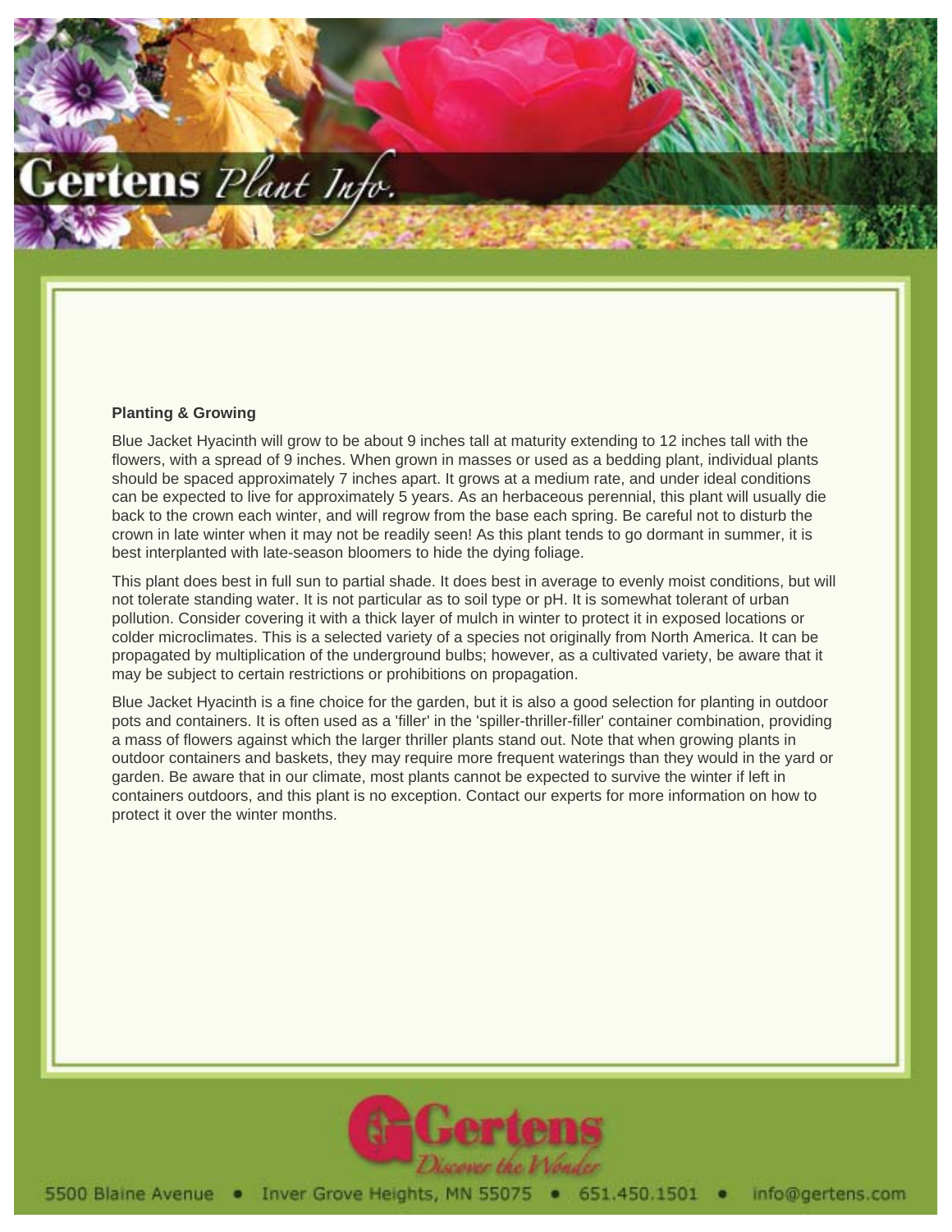**Planting & Growing**

Blue Jacket Hyacinth will grow to be about 9 inches tall at maturity extending to 12 inches tall with the flowers, with a spread of 9 inches. When grown in masses or used as a bedding plant, individual plants should be spaced approximately 7 inches apart. It grows at a medium rate, and under ideal conditions can be expected to live for approximately 5 years. As an herbaceous perennial, this plant will usually die back to the crown each winter, and will regrow from the base each spring. Be careful not to disturb the crown in late winter when it may not be readily seen! As this plant tends to go dormant in summer, it is best interplanted with late-season bloomers to hide the dying foliage.

This plant does best in full sun to partial shade. It does best in average to evenly moist conditions, but will not tolerate standing water. It is not particular as to soil type or pH. It is somewhat tolerant of urban pollution. Consider covering it with a thick layer of mulch in winter to protect it in exposed locations or colder microclimates. This is a selected variety of a species not originally from North America. It can be propagated by multiplication of the underground bulbs; however, as a cultivated variety, be aware that it may be subject to certain restrictions or prohibitions on propagation.

Blue Jacket Hyacinth is a fine choice for the garden, but it is also a good selection for planting in outdoor pots and containers. It is often used as a 'filler' in the 'spiller-thriller-filler' container combination, providing a mass of flowers against which the larger thriller plants stand out. Note that when growing plants in outdoor containers and baskets, they may require more frequent waterings than they would in the yard or garden. Be aware that in our climate, most plants cannot be expected to survive the winter if left in containers outdoors, and this plant is no exception. Contact our experts for more information on how to protect it over the winter months.